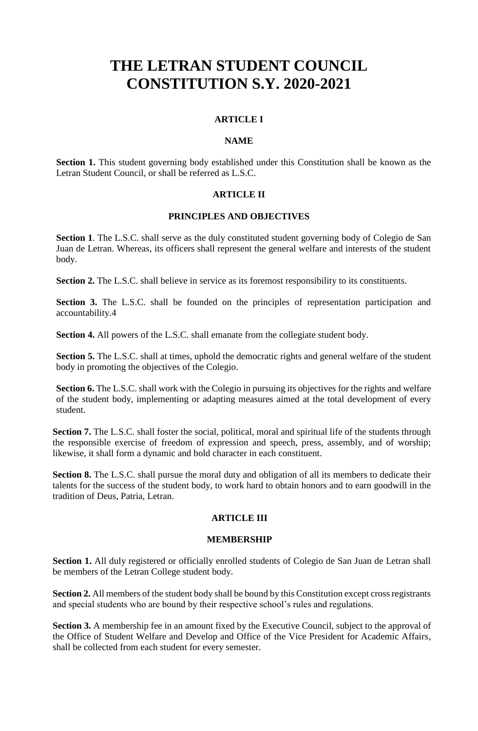# THE LETRAN STUDENT COUNCIL CONSTITUTION S.Y. 2020-2021

## ARTICLE I

### NAME

**Section 1.** This student governing body established under this Constitution shall be known as the Letran Student Council, or shall be referred as L.S.C.

## ARTICLE II

### PRINCIPLES AND OBJECTIVES

**Section 1**. The L.S.C. shall serve as the duly constituted student governing body of Colegio de San Juan de Letran. Whereas, its officers shall represent the general welfare and interests of the student body.

**Section 2.** The L.S.C. shall believe in service as its foremost responsibility to its constituents.

**Section 3.** The L.S.C. shall be founded on the principles of representation participation and accountability.4

**Section 4.** All powers of the L.S.C. shall emanate from the collegiate student body.

**Section 5.** The L.S.C. shall at times, uphold the democratic rights and general welfare of the student body in promoting the objectives of the Colegio.

**Section 6.** The L.S.C. shall work with the Colegio in pursuing its objectives for the rights and welfare of the student body, implementing or adapting measures aimed at the total development of every student.

**Section 7.** The L.S.C. shall foster the social, political, moral and spiritual life of the students through the responsible exercise of freedom of expression and speech, press, assembly, and of worship; likewise, it shall form a dynamic and bold character in each constituent.

**Section 8.** The L.S.C. shall pursue the moral duty and obligation of all its members to dedicate their talents for the success of the student body, to work hard to obtain honors and to earn goodwill in the tradition of Deus, Patria, Letran.

## ARTICLE III

### MEMBERSHIP

**Section 1.** All duly registered or officially enrolled students of Colegio de San Juan de Letran shall be members of the Letran College student body.

**Section 2.** All members of the student body shall be bound by this Constitution except cross registrants and special students who are bound by their respective school's rules and regulations.

**Section 3.** A membership fee in an amount fixed by the Executive Council, subject to the approval of the Office of Student Welfare and Develop and Office of the Vice President for Academic Affairs, shall be collected from each student for every semester.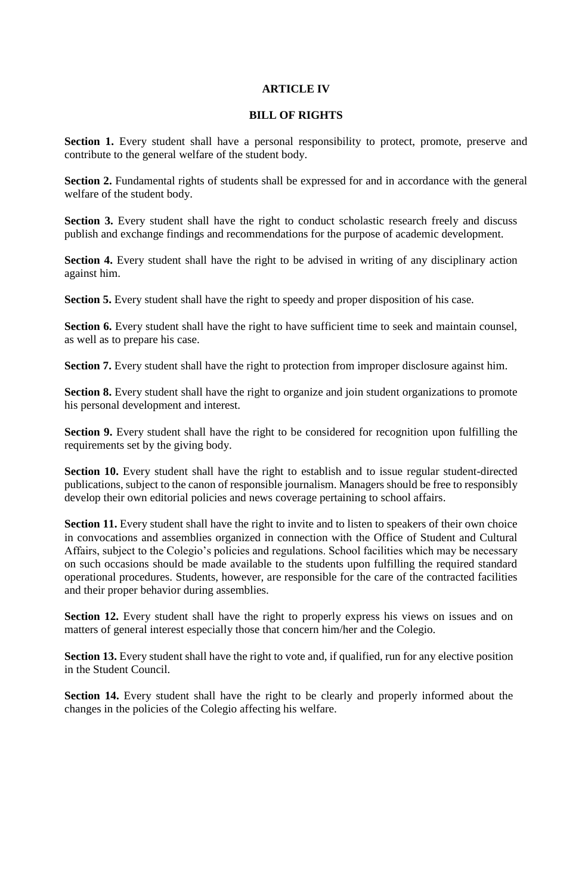# ARTICLE IV

## BILL OF RIGHTS

**Section 1.** Every student shall have a personal responsibility to protect, promote, preserve and contribute to the general welfare of the student body.

**Section 2.** Fundamental rights of students shall be expressed for and in accordance with the general welfare of the student body.

**Section 3.** Every student shall have the right to conduct scholastic research freely and discuss publish and exchange findings and recommendations for the purpose of academic development.

**Section 4.** Every student shall have the right to be advised in writing of any disciplinary action against him.

**Section 5.** Every student shall have the right to speedy and proper disposition of his case.

**Section 6.** Every student shall have the right to have sufficient time to seek and maintain counsel, as well as to prepare his case.

**Section 7.** Every student shall have the right to protection from improper disclosure against him.

**Section 8.** Every student shall have the right to organize and join student organizations to promote his personal development and interest.

**Section 9.** Every student shall have the right to be considered for recognition upon fulfilling the requirements set by the giving body.

**Section 10.** Every student shall have the right to establish and to issue regular student-directed publications, subject to the canon of responsible journalism. Managers should be free to responsibly develop their own editorial policies and news coverage pertaining to school affairs.

**Section 11.** Every student shall have the right to invite and to listen to speakers of their own choice in convocations and assemblies organized in connection with the Office of Student and Cultural Affairs, subject to the Colegio's policies and regulations. School facilities which may be necessary on such occasions should be made available to the students upon fulfilling the required standard operational procedures. Students, however, are responsible for the care of the contracted facilities and their proper behavior during assemblies.

**Section 12.** Every student shall have the right to properly express his views on issues and on matters of general interest especially those that concern him/her and the Colegio.

**Section 13.** Every student shall have the right to vote and, if qualified, run for any elective position in the Student Council.

**Section 14.** Every student shall have the right to be clearly and properly informed about the changes in the policies of the Colegio affecting his welfare.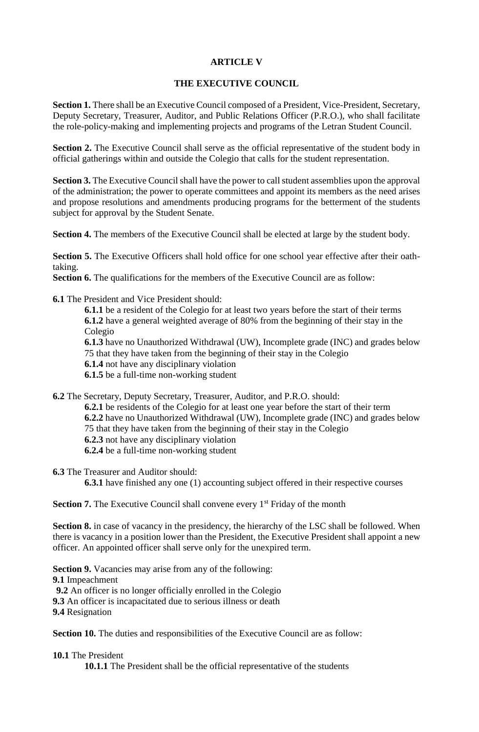## ARTICLE V

## THE EXECUTIVE COUNCIL

**Section 1.** There shall be an Executive Council composed of a President, Vice-President, Secretary, Deputy Secretary, Treasurer, Auditor, and Public Relations Officer (P.R.O.), who shall facilitate the role-policy-making and implementing projects and programs of the Letran Student Council.

**Section 2.** The Executive Council shall serve as the official representative of the student body in official gatherings within and outside the Colegio that calls for the student representation.

**Section 3.** The Executive Council shall have the power to call student assemblies upon the approval of the administration; the power to operate committees and appoint its members as the need arises and propose resolutions and amendments producing programs for the betterment of the students subject for approval by the Student Senate.

**Section 4.** The members of the Executive Council shall be elected at large by the student body.

**Section 5.** The Executive Officers shall hold office for one school year effective after their oath-taking.

**Section 6.** The qualifications for the members of the Executive Council are as follow:

**6.1** The President and Vice President should:

- **6.1.1** be a resident of the Colegio for at least two years before the start of their terms
- **6.1.2** have a general weighted average of 80% from the beginning of their stay in the Colegio
- **6.1.3** have no Unauthorized Withdrawal (UW), Incomplete grade (INC) and grades below 75 that they have taken from the beginning of their stay in the Colegio
- **6.1.4** not have any disciplinary violation
- **6.1.5** be a full-time non-working student

**6.2** The Secretary, Deputy Secretary, Treasurer, Auditor, and P.R.O. should:

- **6.2.1** be residents of the Colegio for at least one year before the start of their term
- **6.2.2** have no Unauthorized Withdrawal (UW), Incomplete grade (INC) and grades below 75 that they have taken from the beginning of their stay in the Colegio
- **6.2.3** not have any disciplinary violation
- **6.2.4** be a full-time non-working student

**6.3** The Treasurer and Auditor should:

- **6.3.1** have finished any one (1) accounting subject offered in their respective courses

**Section 7.** The Executive Council shall convene every 1st Friday of the month

**Section 8.** in case of vacancy in the presidency, the hierarchy of the LSC shall be followed. When there is vacancy in a position lower than the President, the Executive President shall appoint a new officer. An appointed officer shall serve only for the unexpired term.

**Section 9.** Vacancies may arise from any of the following:

**9.1** Impeachment
**9.2** An officer is no longer officially enrolled in the Colegio
**9.3** An officer is incapacitated due to serious illness or death
**9.4** Resignation

**Section 10.** The duties and responsibilities of the Executive Council are as follow:

**10.1** The President

- **10.1.1** The President shall be the official representative of the students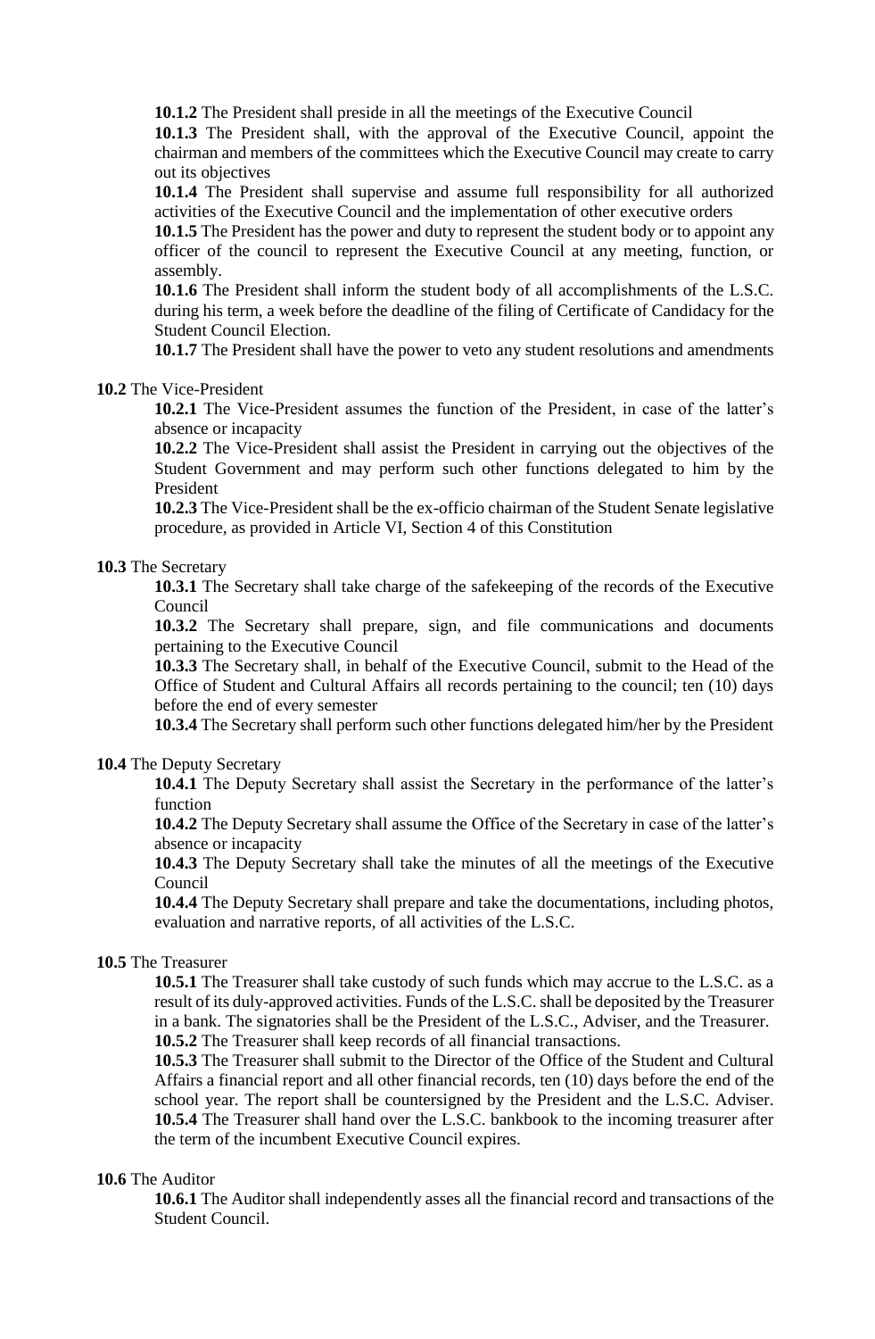**10.1.2** The President shall preside in all the meetings of the Executive Council

**10.1.3** The President shall, with the approval of the Executive Council, appoint the chairman and members of the committees which the Executive Council may create to carry out its objectives

**10.1.4** The President shall supervise and assume full responsibility for all authorized activities of the Executive Council and the implementation of other executive orders

**10.1.5** The President has the power and duty to represent the student body or to appoint any officer of the council to represent the Executive Council at any meeting, function, or assembly.

**10.1.6** The President shall inform the student body of all accomplishments of the L.S.C. during his term, a week before the deadline of the filing of Certificate of Candidacy for the Student Council Election.

**10.1.7** The President shall have the power to veto any student resolutions and amendments

**10.2** The Vice-President

**10.2.1** The Vice-President assumes the function of the President, in case of the latter's absence or incapacity

**10.2.2** The Vice-President shall assist the President in carrying out the objectives of the Student Government and may perform such other functions delegated to him by the President

**10.2.3** The Vice-President shall be the ex-officio chairman of the Student Senate legislative procedure, as provided in Article VI, Section 4 of this Constitution

**10.3** The Secretary

**10.3.1** The Secretary shall take charge of the safekeeping of the records of the Executive Council

**10.3.2** The Secretary shall prepare, sign, and file communications and documents pertaining to the Executive Council

**10.3.3** The Secretary shall, in behalf of the Executive Council, submit to the Head of the Office of Student and Cultural Affairs all records pertaining to the council; ten (10) days before the end of every semester

**10.3.4** The Secretary shall perform such other functions delegated him/her by the President

**10.4** The Deputy Secretary

**10.4.1** The Deputy Secretary shall assist the Secretary in the performance of the latter's function

**10.4.2** The Deputy Secretary shall assume the Office of the Secretary in case of the latter's absence or incapacity

**10.4.3** The Deputy Secretary shall take the minutes of all the meetings of the Executive Council

**10.4.4** The Deputy Secretary shall prepare and take the documentations, including photos, evaluation and narrative reports, of all activities of the L.S.C.

**10.5** The Treasurer

**10.5.1** The Treasurer shall take custody of such funds which may accrue to the L.S.C. as a result of its duly-approved activities. Funds of the L.S.C. shall be deposited by the Treasurer in a bank. The signatories shall be the President of the L.S.C., Adviser, and the Treasurer.

**10.5.2** The Treasurer shall keep records of all financial transactions.

**10.5.3** The Treasurer shall submit to the Director of the Office of the Student and Cultural Affairs a financial report and all other financial records, ten (10) days before the end of the school year. The report shall be countersigned by the President and the L.S.C. Adviser.

**10.5.4** The Treasurer shall hand over the L.S.C. bankbook to the incoming treasurer after the term of the incumbent Executive Council expires.

**10.6** The Auditor

**10.6.1** The Auditor shall independently asses all the financial record and transactions of the Student Council.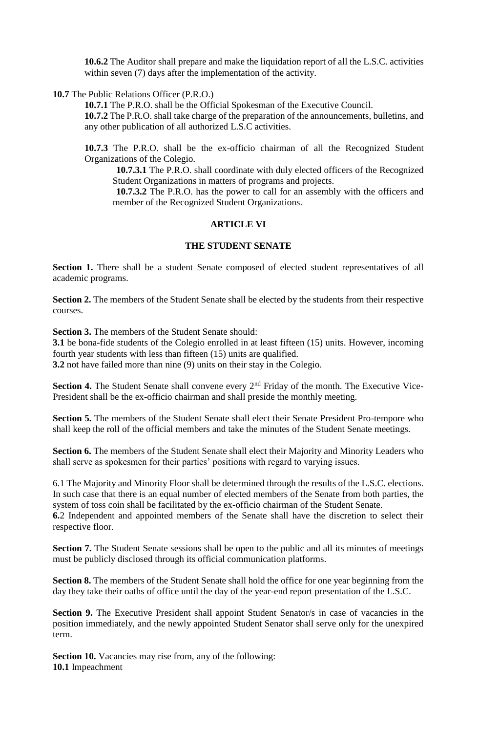**10.6.2** The Auditor shall prepare and make the liquidation report of all the L.S.C. activities within seven (7) days after the implementation of the activity.

**10.7** The Public Relations Officer (P.R.O.)

**10.7.1** The P.R.O. shall be the Official Spokesman of the Executive Council.

**10.7.2** The P.R.O. shall take charge of the preparation of the announcements, bulletins, and any other publication of all authorized L.S.C activities.

**10.7.3** The P.R.O. shall be the ex-officio chairman of all the Recognized Student Organizations of the Colegio.

**10.7.3.1** The P.R.O. shall coordinate with duly elected officers of the Recognized Student Organizations in matters of programs and projects.

**10.7.3.2** The P.R.O. has the power to call for an assembly with the officers and member of the Recognized Student Organizations.

## ARTICLE VI

## THE STUDENT SENATE

**Section 1.** There shall be a student Senate composed of elected student representatives of all academic programs.

**Section 2.** The members of the Student Senate shall be elected by the students from their respective courses.

**Section 3.** The members of the Student Senate should:

**3.1** be bona-fide students of the Colegio enrolled in at least fifteen (15) units. However, incoming fourth year students with less than fifteen (15) units are qualified.

**3.2** not have failed more than nine (9) units on their stay in the Colegio.

**Section 4.** The Student Senate shall convene every 2nd Friday of the month. The Executive Vice-President shall be the ex-officio chairman and shall preside the monthly meeting.

**Section 5.** The members of the Student Senate shall elect their Senate President Pro-tempore who shall keep the roll of the official members and take the minutes of the Student Senate meetings.

**Section 6.** The members of the Student Senate shall elect their Majority and Minority Leaders who shall serve as spokesmen for their parties' positions with regard to varying issues.

6.1 The Majority and Minority Floor shall be determined through the results of the L.S.C. elections. In such case that there is an equal number of elected members of the Senate from both parties, the system of toss coin shall be facilitated by the ex-officio chairman of the Student Senate.

**6.**2 Independent and appointed members of the Senate shall have the discretion to select their respective floor.

**Section 7.** The Student Senate sessions shall be open to the public and all its minutes of meetings must be publicly disclosed through its official communication platforms.

**Section 8.** The members of the Student Senate shall hold the office for one year beginning from the day they take their oaths of office until the day of the year-end report presentation of the L.S.C.

**Section 9.** The Executive President shall appoint Student Senator/s in case of vacancies in the position immediately, and the newly appointed Student Senator shall serve only for the unexpired term.

**Section 10.** Vacancies may rise from, any of the following:

**10.1** Impeachment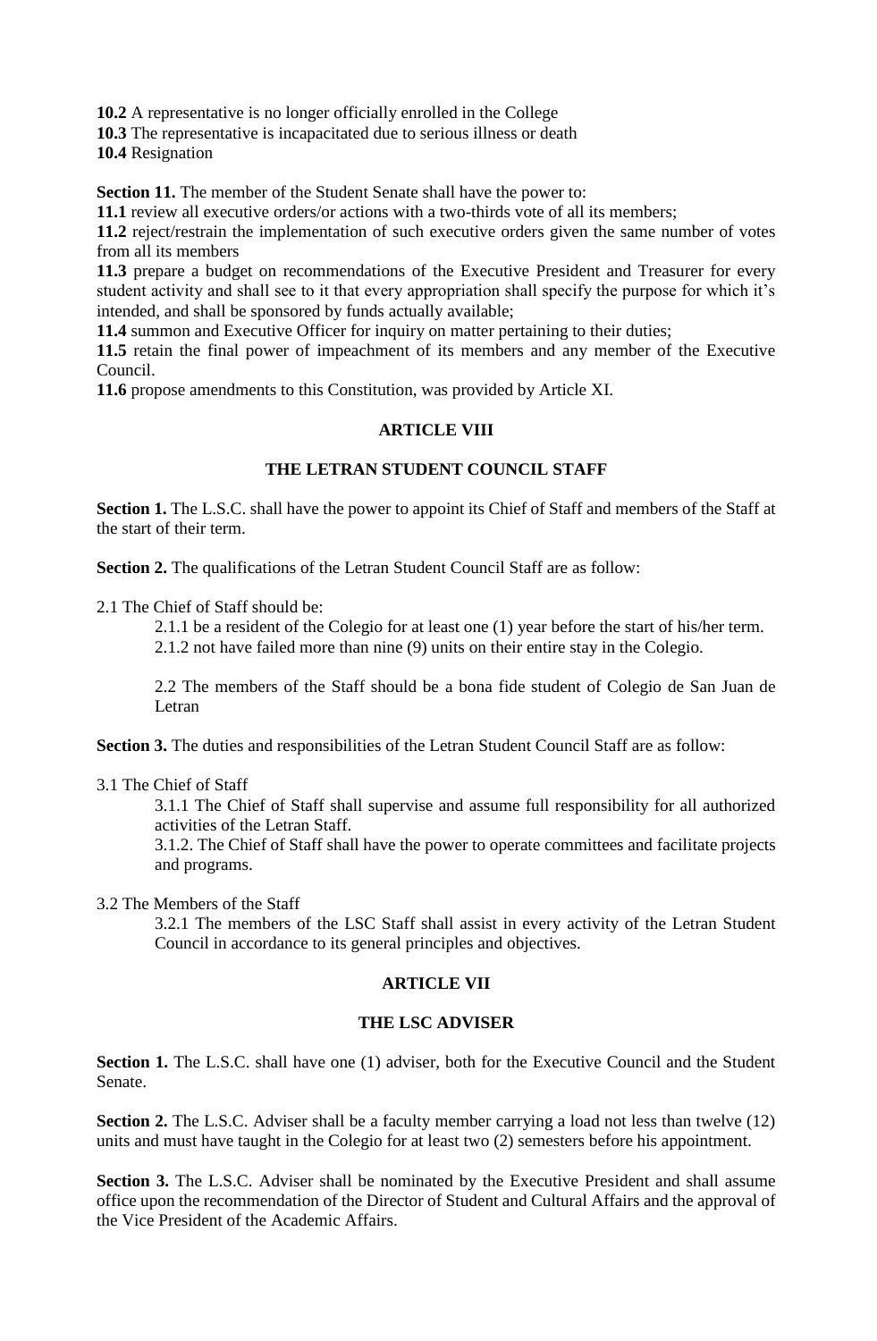**10.2** A representative is no longer officially enrolled in the College
**10.3** The representative is incapacitated due to serious illness or death
**10.4** Resignation

**Section 11.** The member of the Student Senate shall have the power to:

**11.1** review all executive orders/or actions with a two-thirds vote of all its members;
**11.2** reject/restrain the implementation of such executive orders given the same number of votes from all its members
**11.3** prepare a budget on recommendations of the Executive President and Treasurer for every student activity and shall see to it that every appropriation shall specify the purpose for which it's intended, and shall be sponsored by funds actually available;
**11.4** summon and Executive Officer for inquiry on matter pertaining to their duties;
**11.5** retain the final power of impeachment of its members and any member of the Executive Council.
**11.6** propose amendments to this Constitution, was provided by Article XI.

## ARTICLE VIII

## THE LETRAN STUDENT COUNCIL STAFF

**Section 1.** The L.S.C. shall have the power to appoint its Chief of Staff and members of the Staff at the start of their term.

**Section 2.** The qualifications of the Letran Student Council Staff are as follow:

2.1 The Chief of Staff should be:

2.1.1 be a resident of the Colegio for at least one (1) year before the start of his/her term.
2.1.2 not have failed more than nine (9) units on their entire stay in the Colegio.

2.2 The members of the Staff should be a bona fide student of Colegio de San Juan de Letran

**Section 3.** The duties and responsibilities of the Letran Student Council Staff are as follow:

3.1 The Chief of Staff

3.1.1 The Chief of Staff shall supervise and assume full responsibility for all authorized activities of the Letran Staff.
3.1.2. The Chief of Staff shall have the power to operate committees and facilitate projects and programs.

3.2 The Members of the Staff

3.2.1 The members of the LSC Staff shall assist in every activity of the Letran Student Council in accordance to its general principles and objectives.

## ARTICLE VII

## THE LSC ADVISER

**Section 1.** The L.S.C. shall have one (1) adviser, both for the Executive Council and the Student Senate.

**Section 2.** The L.S.C. Adviser shall be a faculty member carrying a load not less than twelve (12) units and must have taught in the Colegio for at least two (2) semesters before his appointment.

**Section 3.** The L.S.C. Adviser shall be nominated by the Executive President and shall assume office upon the recommendation of the Director of Student and Cultural Affairs and the approval of the Vice President of the Academic Affairs.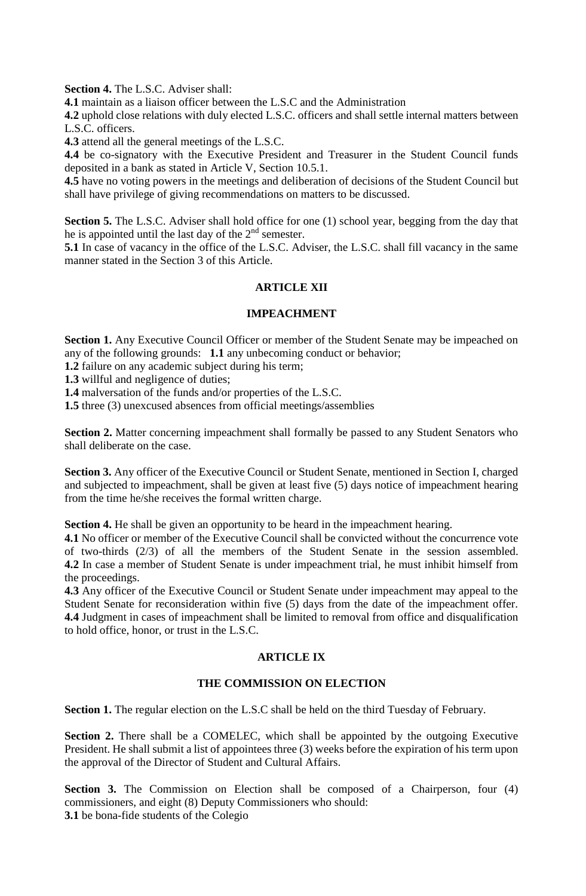**Section 4.** The L.S.C. Adviser shall:

**4.1** maintain as a liaison officer between the L.S.C and the Administration

**4.2** uphold close relations with duly elected L.S.C. officers and shall settle internal matters between L.S.C. officers.

**4.3** attend all the general meetings of the L.S.C.

**4.4** be co-signatory with the Executive President and Treasurer in the Student Council funds deposited in a bank as stated in Article V, Section 10.5.1.

**4.5** have no voting powers in the meetings and deliberation of decisions of the Student Council but shall have privilege of giving recommendations on matters to be discussed.

**Section 5.** The L.S.C. Adviser shall hold office for one (1) school year, begging from the day that he is appointed until the last day of the 2nd semester.

**5.1** In case of vacancy in the office of the L.S.C. Adviser, the L.S.C. shall fill vacancy in the same manner stated in the Section 3 of this Article.

## ARTICLE XII

## IMPEACHMENT

**Section 1.** Any Executive Council Officer or member of the Student Senate may be impeached on any of the following grounds: **1.1** any unbecoming conduct or behavior;

**1.2** failure on any academic subject during his term;

**1.3** willful and negligence of duties;

**1.4** malversation of the funds and/or properties of the L.S.C.

**1.5** three (3) unexcused absences from official meetings/assemblies

**Section 2.** Matter concerning impeachment shall formally be passed to any Student Senators who shall deliberate on the case.

**Section 3.** Any officer of the Executive Council or Student Senate, mentioned in Section I, charged and subjected to impeachment, shall be given at least five (5) days notice of impeachment hearing from the time he/she receives the formal written charge.

**Section 4.** He shall be given an opportunity to be heard in the impeachment hearing.

**4.1** No officer or member of the Executive Council shall be convicted without the concurrence vote of two-thirds (2/3) of all the members of the Student Senate in the session assembled.

**4.2** In case a member of Student Senate is under impeachment trial, he must inhibit himself from the proceedings.

**4.3** Any officer of the Executive Council or Student Senate under impeachment may appeal to the Student Senate for reconsideration within five (5) days from the date of the impeachment offer.

**4.4** Judgment in cases of impeachment shall be limited to removal from office and disqualification to hold office, honor, or trust in the L.S.C.

## ARTICLE IX

## THE COMMISSION ON ELECTION

**Section 1.** The regular election on the L.S.C shall be held on the third Tuesday of February.

**Section 2.** There shall be a COMELEC, which shall be appointed by the outgoing Executive President. He shall submit a list of appointees three (3) weeks before the expiration of his term upon the approval of the Director of Student and Cultural Affairs.

**Section 3.** The Commission on Election shall be composed of a Chairperson, four (4) commissioners, and eight (8) Deputy Commissioners who should:

**3.1** be bona-fide students of the Colegio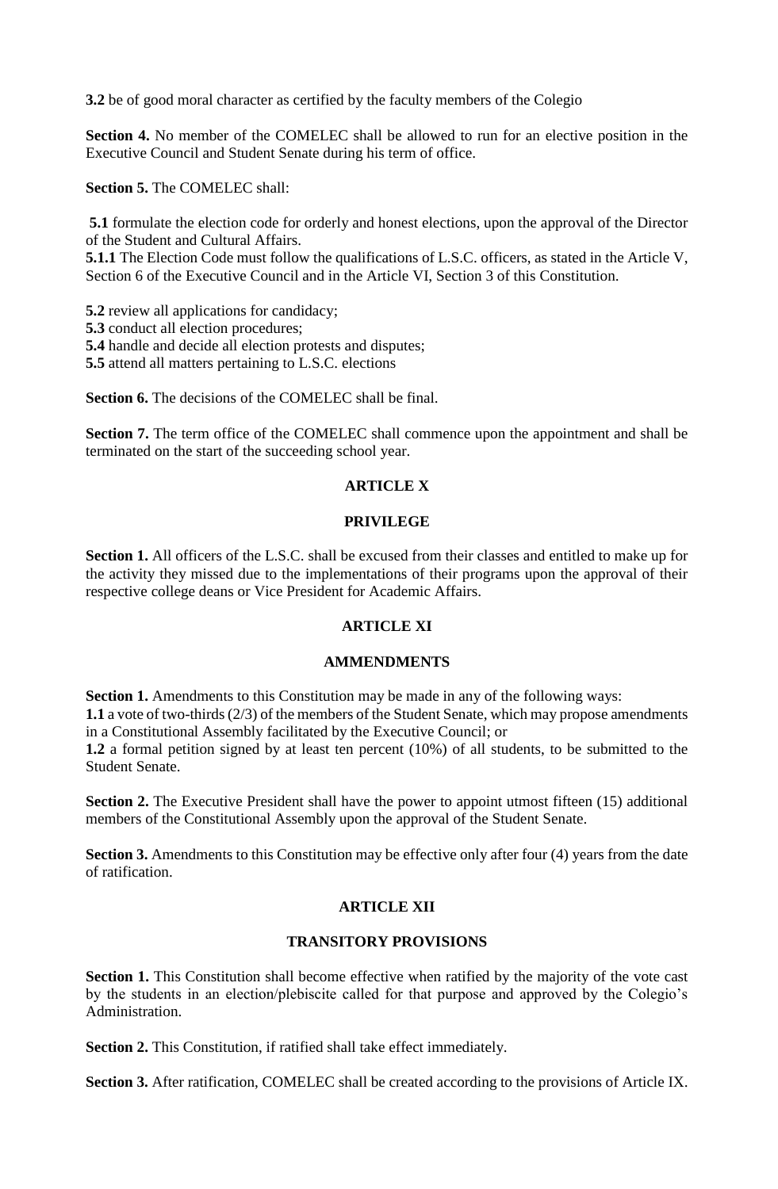**3.2** be of good moral character as certified by the faculty members of the Colegio

**Section 4.** No member of the COMELEC shall be allowed to run for an elective position in the Executive Council and Student Senate during his term of office.

**Section 5.** The COMELEC shall:

**5.1** formulate the election code for orderly and honest elections, upon the approval of the Director of the Student and Cultural Affairs.
**5.1.1** The Election Code must follow the qualifications of L.S.C. officers, as stated in the Article V, Section 6 of the Executive Council and in the Article VI, Section 3 of this Constitution.

**5.2** review all applications for candidacy;
**5.3** conduct all election procedures;
**5.4** handle and decide all election protests and disputes;
**5.5** attend all matters pertaining to L.S.C. elections

**Section 6.** The decisions of the COMELEC shall be final.

**Section 7.** The term office of the COMELEC shall commence upon the appointment and shall be terminated on the start of the succeeding school year.

## ARTICLE X

## PRIVILEGE

**Section 1.** All officers of the L.S.C. shall be excused from their classes and entitled to make up for the activity they missed due to the implementations of their programs upon the approval of their respective college deans or Vice President for Academic Affairs.

## ARTICLE XI

## AMMENDMENTS

**Section 1.** Amendments to this Constitution may be made in any of the following ways:
**1.1** a vote of two-thirds (2/3) of the members of the Student Senate, which may propose amendments in a Constitutional Assembly facilitated by the Executive Council; or
**1.2** a formal petition signed by at least ten percent (10%) of all students, to be submitted to the Student Senate.

**Section 2.** The Executive President shall have the power to appoint utmost fifteen (15) additional members of the Constitutional Assembly upon the approval of the Student Senate.

**Section 3.** Amendments to this Constitution may be effective only after four (4) years from the date of ratification.

## ARTICLE XII

## TRANSITORY PROVISIONS

**Section 1.** This Constitution shall become effective when ratified by the majority of the vote cast by the students in an election/plebiscite called for that purpose and approved by the Colegio's Administration.

**Section 2.** This Constitution, if ratified shall take effect immediately.

**Section 3.** After ratification, COMELEC shall be created according to the provisions of Article IX.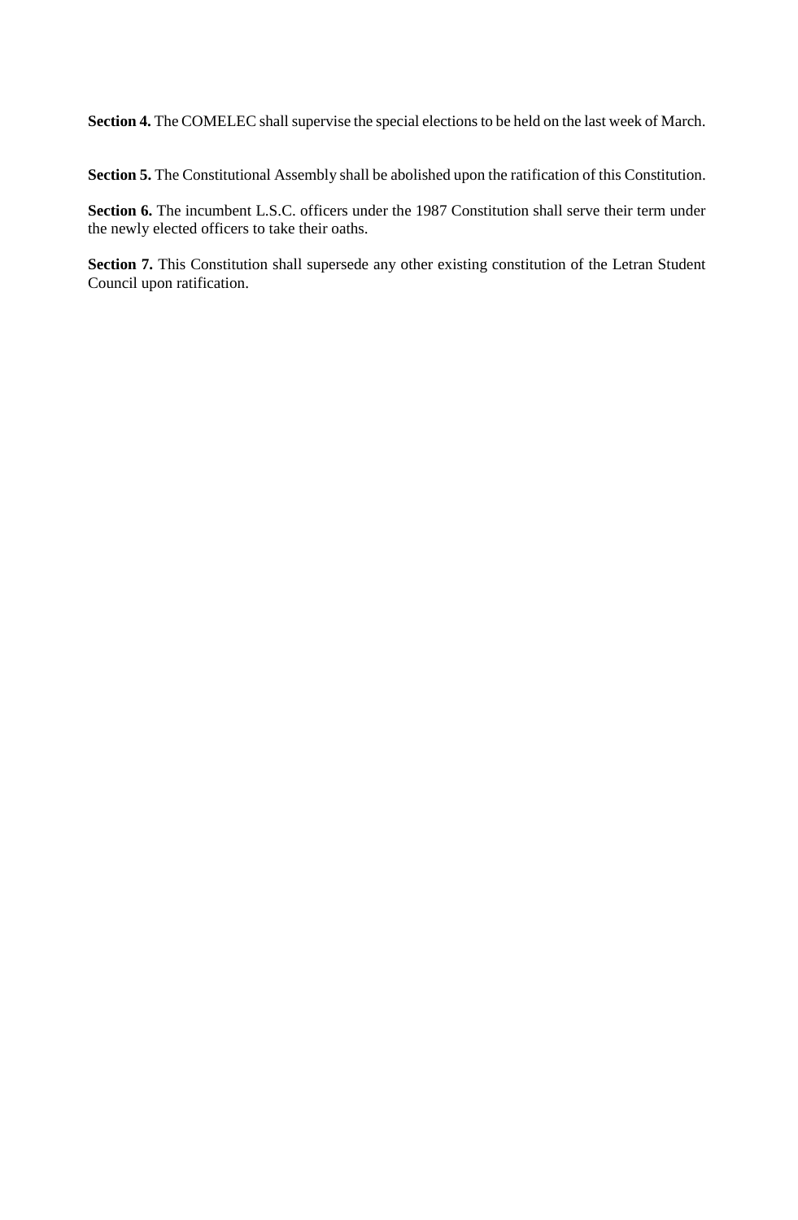**Section 4.** The COMELEC shall supervise the special elections to be held on the last week of March.

**Section 5.** The Constitutional Assembly shall be abolished upon the ratification of this Constitution.

**Section 6.** The incumbent L.S.C. officers under the 1987 Constitution shall serve their term under the newly elected officers to take their oaths.

**Section 7.** This Constitution shall supersede any other existing constitution of the Letran Student Council upon ratification.